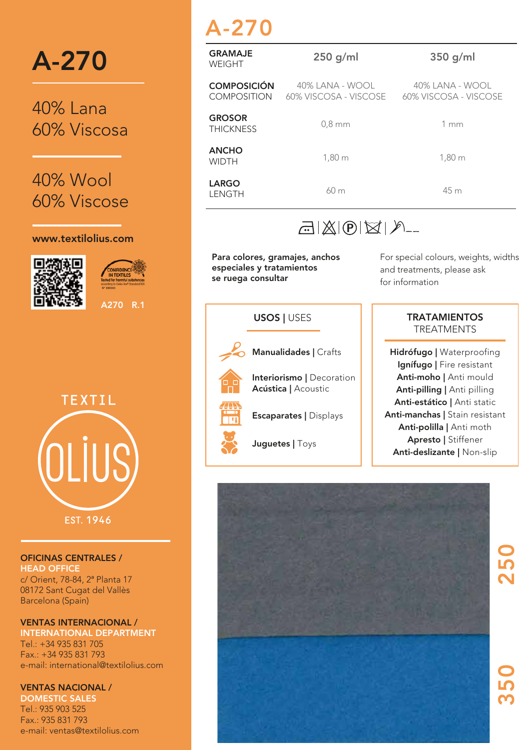# A-270

40% Lana
60% Viscosa

40% Wool
60% Viscose

**www.textilolius.com**

CONFIDENCE IN TEXTILES
Tested for harmful substances according to Oeko-Tex® Standard 100

A270 R.1

TEXTIL OLIUS
EST. 1946

**OFICINAS CENTRALES / HEAD OFFICE**
c/ Orient, 78-84, 2ª Planta 17
08172 Sant Cugat del Vallès
Barcelona (Spain)

**VENTAS INTERNACIONAL / INTERNATIONAL DEPARTMENT**
Tel.: +34 935 831 705
Fax.: +34 935 831 793
e-mail: international@textilolius.com

**VENTAS NACIONAL / DOMESTIC SALES**
Tel.: 935 903 525
Fax.: 935 831 793
e-mail: ventas@textilolius.com

## A-270

| **GRAMAJE** WEIGHT | **250 g/ml** | **350 g/ml** |
|---|---|---|
| **COMPOSICIÓN** COMPOSITION | 40% LANA - WOOL 60% VISCOSA - VISCOSE | 40% LANA - WOOL 60% VISCOSA - VISCOSE |
| **GROSOR** THICKNESS | 0,8 mm | 1 mm |
| **ANCHO** WIDTH | 1,80 m | 1,80 m |
| **LARGO** LENGTH | 60 m | 45 m |

**Para colores, gramajes, anchos especiales y tratamientos se ruega consultar**

For special colours, weights, widths and treatments, please ask for information

### **USOS** | USES

- **Manualidades** | Crafts
- **Interiorismo** | Decoration
- **Acústica** | Acoustic
- **Escaparates** | Displays
- **Juguetes** | Toys

### **TRATAMIENTOS** TREATMENTS

- **Hidrófugo** | Waterproofing
- **Ignífugo** | Fire resistant
- **Anti-moho** | Anti mould
- **Anti-pilling** | Anti pilling
- **Anti-estático** | Anti static
- **Anti-manchas** | Stain resistant
- **Anti-polilla** | Anti moth
- **Apresto** | Stiffener
- **Anti-deslizante** | Non-slip

250

350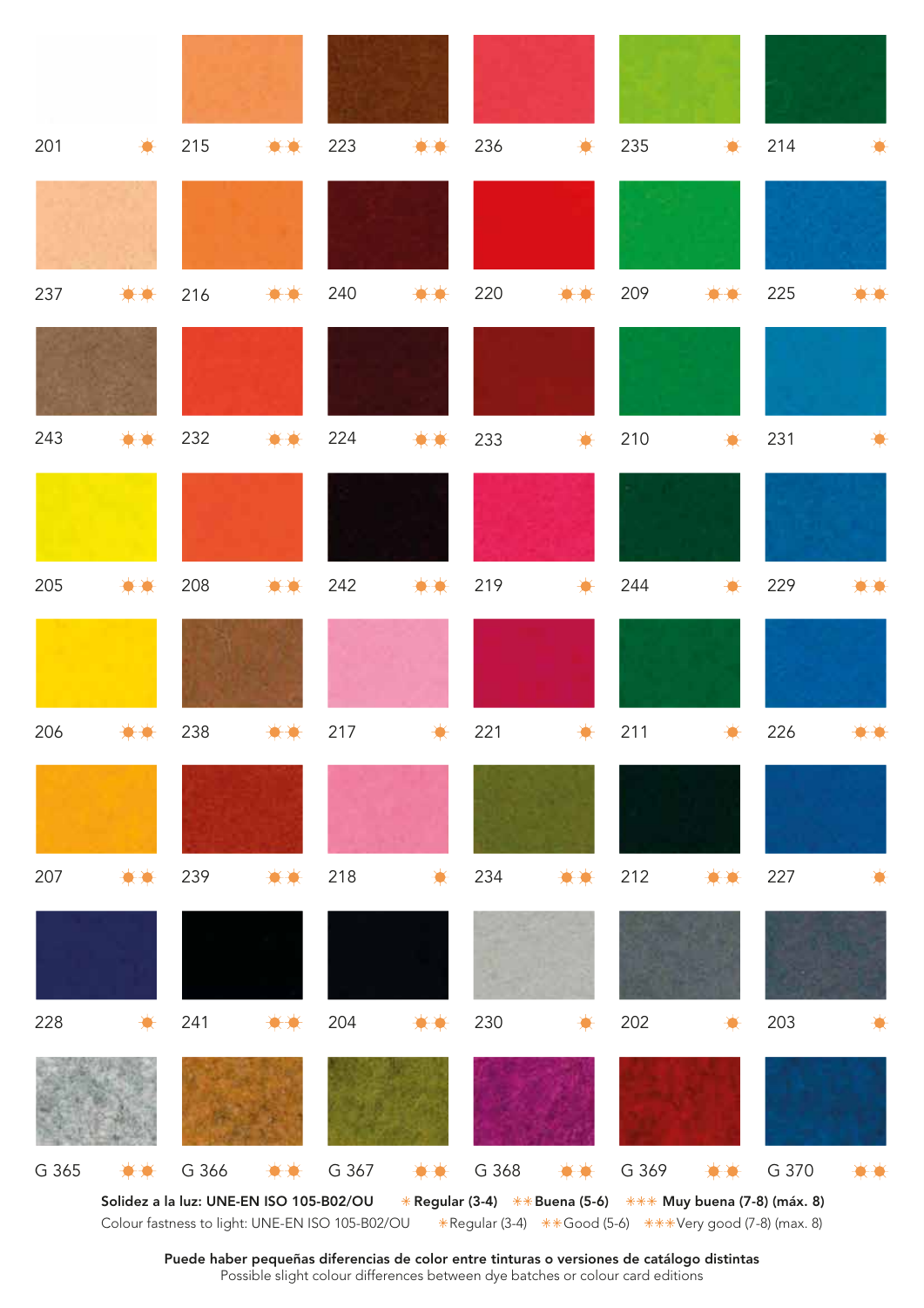| | | | | | |
|---|---|---|---|---|---|
| 201 * | 215 ** | 223 ** | 236 * | 235 * | 214 * |
| 237 ** | 216 ** | 240 ** | 220 ** | 209 ** | 225 ** |
| 243 ** | 232 ** | 224 ** | 233 * | 210 * | 231 * |
| 205 ** | 208 ** | 242 ** | 219 * | 244 * | 229 ** |
| 206 ** | 238 ** | 217 * | 221 * | 211 * | 226 ** |
| 207 ** | 239 ** | 218 * | 234 ** | 212 ** | 227 * |
| 228 * | 241 ** | 204 ** | 230 * | 202 * | 203 * |
| G 365 ** | G 366 ** | G 367 ** | G 368 ** | G 369 ** | G 370 ** |

**Solidez a la luz: UNE-EN ISO 105-B02/OU** * **Regular (3-4)** ** **Buena (5-6)** *** **Muy buena (7-8) (máx. 8)**

Colour fastness to light: UNE-EN ISO 105-B02/OU *Regular (3-4) **Good (5-6) ***Very good (7-8) (max. 8)

**Puede haber pequeñas diferencias de color entre tinturas o versiones de catálogo distintas**

Possible slight colour differences between dye batches or colour card editions